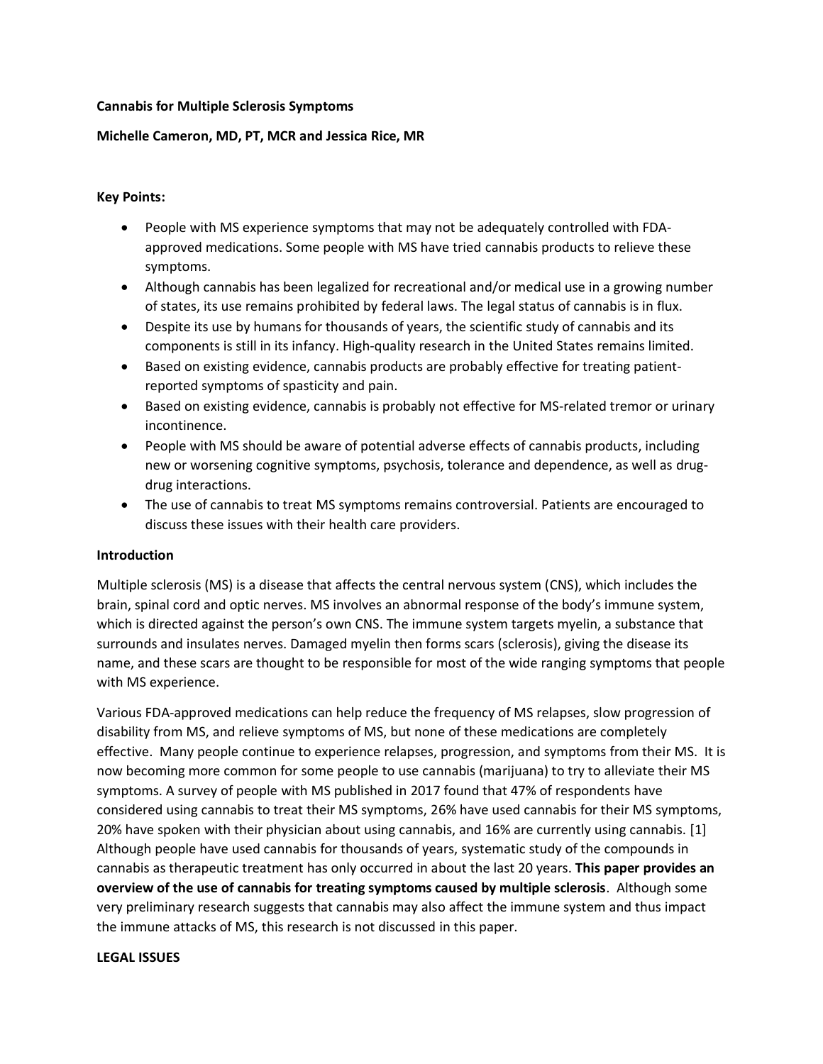# Cannabis for Multiple Sclerosis Symptoms

**Michelle Cameron, MD, PT, MCR and Jessica Rice, MR**

**Key Points:**

- People with MS experience symptoms that may not be adequately controlled with FDA-approved medications. Some people with MS have tried cannabis products to relieve these symptoms.
- Although cannabis has been legalized for recreational and/or medical use in a growing number of states, its use remains prohibited by federal laws. The legal status of cannabis is in flux.
- Despite its use by humans for thousands of years, the scientific study of cannabis and its components is still in its infancy. High-quality research in the United States remains limited.
- Based on existing evidence, cannabis products are probably effective for treating patient-reported symptoms of spasticity and pain.
- Based on existing evidence, cannabis is probably not effective for MS-related tremor or urinary incontinence.
- People with MS should be aware of potential adverse effects of cannabis products, including new or worsening cognitive symptoms, psychosis, tolerance and dependence, as well as drug-drug interactions.
- The use of cannabis to treat MS symptoms remains controversial. Patients are encouraged to discuss these issues with their health care providers.

## Introduction

Multiple sclerosis (MS) is a disease that affects the central nervous system (CNS), which includes the brain, spinal cord and optic nerves. MS involves an abnormal response of the body's immune system, which is directed against the person's own CNS. The immune system targets myelin, a substance that surrounds and insulates nerves. Damaged myelin then forms scars (sclerosis), giving the disease its name, and these scars are thought to be responsible for most of the wide ranging symptoms that people with MS experience.

Various FDA-approved medications can help reduce the frequency of MS relapses, slow progression of disability from MS, and relieve symptoms of MS, but none of these medications are completely effective. Many people continue to experience relapses, progression, and symptoms from their MS. It is now becoming more common for some people to use cannabis (marijuana) to try to alleviate their MS symptoms. A survey of people with MS published in 2017 found that 47% of respondents have considered using cannabis to treat their MS symptoms, 26% have used cannabis for their MS symptoms, 20% have spoken with their physician about using cannabis, and 16% are currently using cannabis. [1] Although people have used cannabis for thousands of years, systematic study of the compounds in cannabis as therapeutic treatment has only occurred in about the last 20 years. **This paper provides an overview of the use of cannabis for treating symptoms caused by multiple sclerosis**. Although some very preliminary research suggests that cannabis may also affect the immune system and thus impact the immune attacks of MS, this research is not discussed in this paper.

## LEGAL ISSUES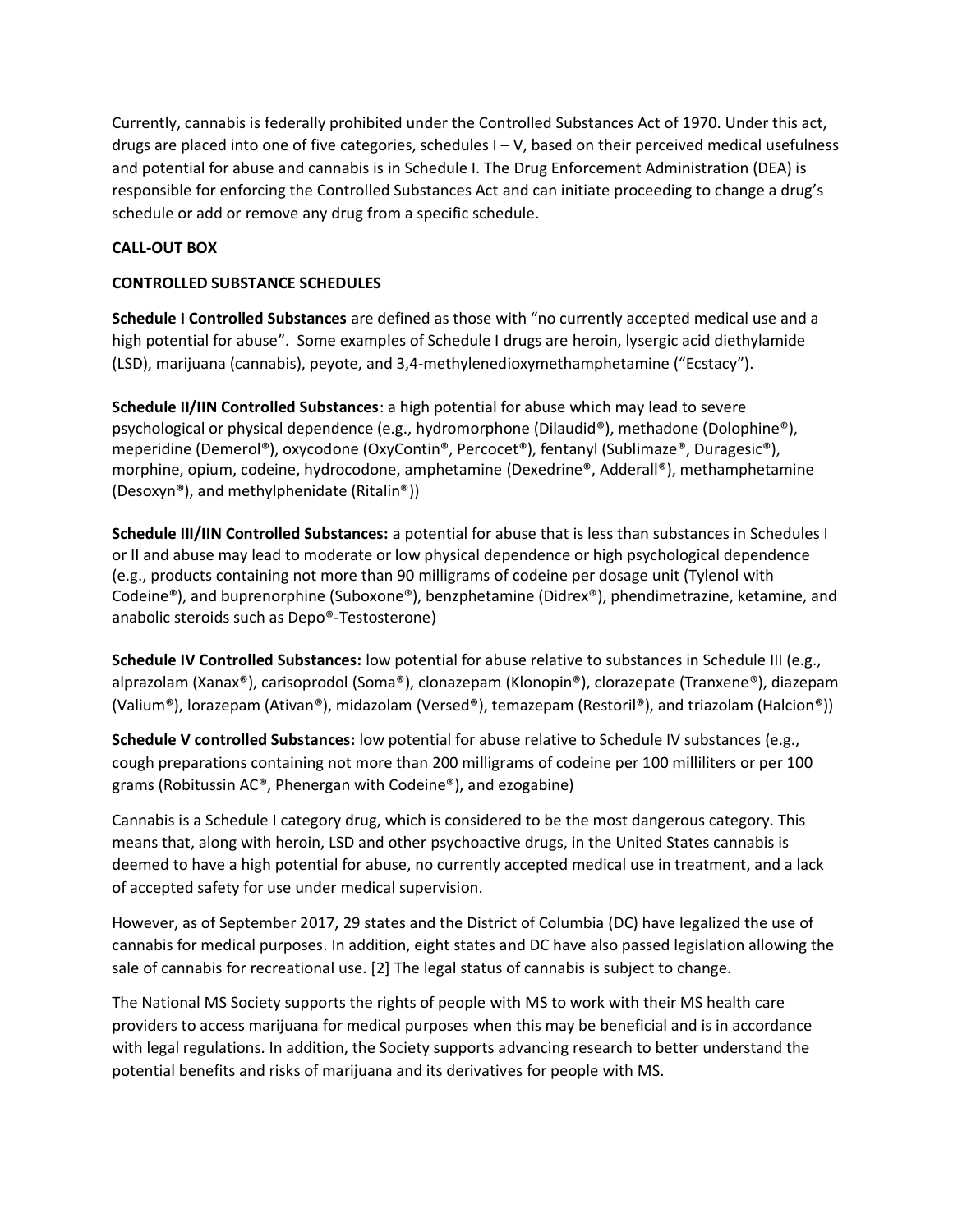Currently, cannabis is federally prohibited under the Controlled Substances Act of 1970. Under this act, drugs are placed into one of five categories, schedules I – V, based on their perceived medical usefulness and potential for abuse and cannabis is in Schedule I. The Drug Enforcement Administration (DEA) is responsible for enforcing the Controlled Substances Act and can initiate proceeding to change a drug's schedule or add or remove any drug from a specific schedule.

**CALL-OUT BOX**

**CONTROLLED SUBSTANCE SCHEDULES**

**Schedule I Controlled Substances** are defined as those with "no currently accepted medical use and a high potential for abuse". Some examples of Schedule I drugs are heroin, lysergic acid diethylamide (LSD), marijuana (cannabis), peyote, and 3,4-methylenedioxymethamphetamine ("Ecstacy").

**Schedule II/IIN Controlled Substances**: a high potential for abuse which may lead to severe psychological or physical dependence (e.g., hydromorphone (Dilaudid®), methadone (Dolophine®), meperidine (Demerol®), oxycodone (OxyContin®, Percocet®), fentanyl (Sublimaze®, Duragesic®), morphine, opium, codeine, hydrocodone, amphetamine (Dexedrine®, Adderall®), methamphetamine (Desoxyn®), and methylphenidate (Ritalin®))

**Schedule III/IIN Controlled Substances:** a potential for abuse that is less than substances in Schedules I or II and abuse may lead to moderate or low physical dependence or high psychological dependence (e.g., products containing not more than 90 milligrams of codeine per dosage unit (Tylenol with Codeine®), and buprenorphine (Suboxone®), benzphetamine (Didrex®), phendimetrazine, ketamine, and anabolic steroids such as Depo®-Testosterone)

**Schedule IV Controlled Substances:** low potential for abuse relative to substances in Schedule III (e.g., alprazolam (Xanax®), carisoprodol (Soma®), clonazepam (Klonopin®), clorazepate (Tranxene®), diazepam (Valium®), lorazepam (Ativan®), midazolam (Versed®), temazepam (Restoril®), and triazolam (Halcion®))

**Schedule V controlled Substances:** low potential for abuse relative to Schedule IV substances (e.g., cough preparations containing not more than 200 milligrams of codeine per 100 milliliters or per 100 grams (Robitussin AC®, Phenergan with Codeine®), and ezogabine)

Cannabis is a Schedule I category drug, which is considered to be the most dangerous category. This means that, along with heroin, LSD and other psychoactive drugs, in the United States cannabis is deemed to have a high potential for abuse, no currently accepted medical use in treatment, and a lack of accepted safety for use under medical supervision.

However, as of September 2017, 29 states and the District of Columbia (DC) have legalized the use of cannabis for medical purposes. In addition, eight states and DC have also passed legislation allowing the sale of cannabis for recreational use. [2] The legal status of cannabis is subject to change.

The National MS Society supports the rights of people with MS to work with their MS health care providers to access marijuana for medical purposes when this may be beneficial and is in accordance with legal regulations. In addition, the Society supports advancing research to better understand the potential benefits and risks of marijuana and its derivatives for people with MS.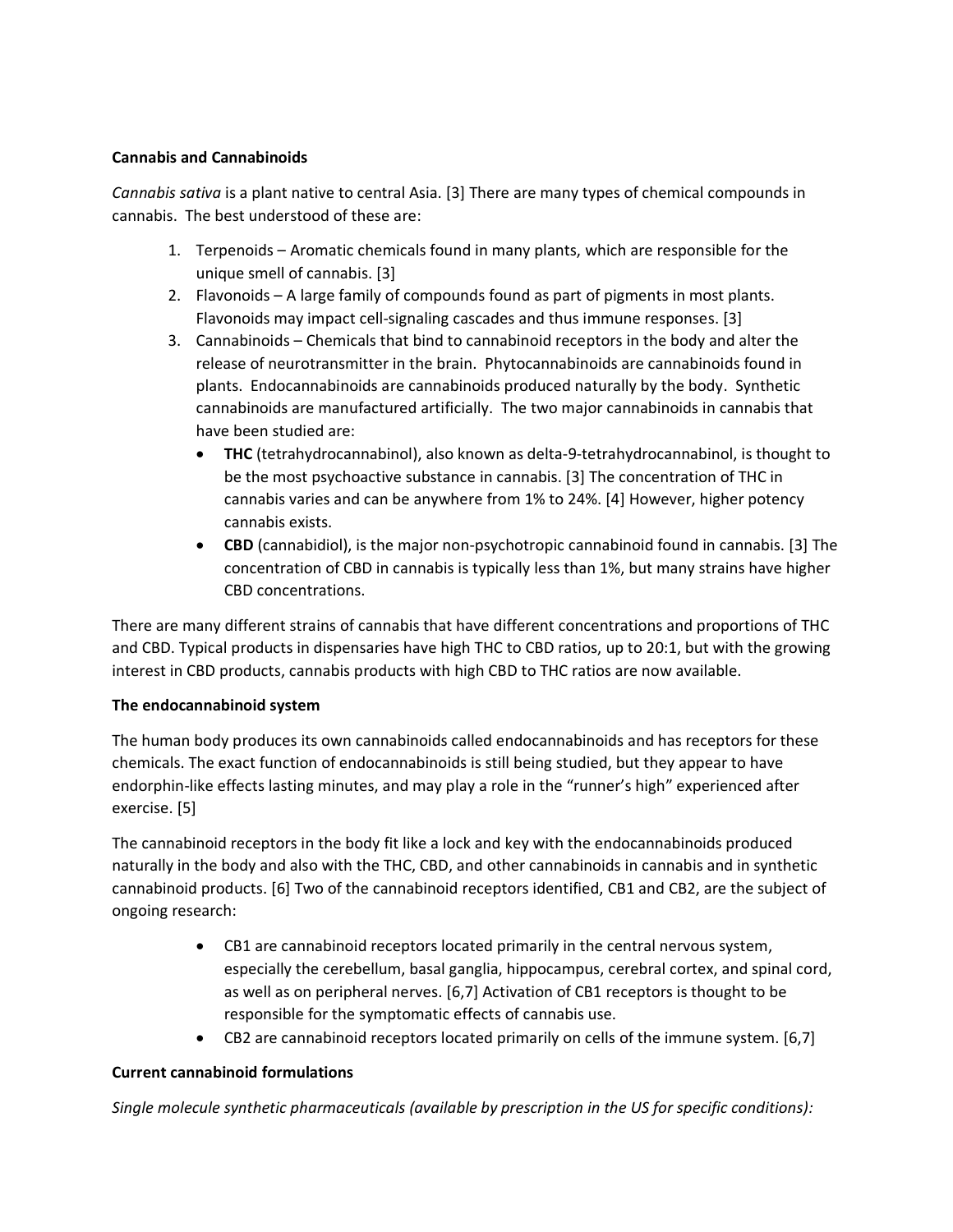**Cannabis and Cannabinoids**

*Cannabis sativa* is a plant native to central Asia. [3] There are many types of chemical compounds in cannabis. The best understood of these are:

1. Terpenoids – Aromatic chemicals found in many plants, which are responsible for the unique smell of cannabis. [3]
2. Flavonoids – A large family of compounds found as part of pigments in most plants. Flavonoids may impact cell-signaling cascades and thus immune responses. [3]
3. Cannabinoids – Chemicals that bind to cannabinoid receptors in the body and alter the release of neurotransmitter in the brain. Phytocannabinoids are cannabinoids found in plants. Endocannabinoids are cannabinoids produced naturally by the body. Synthetic cannabinoids are manufactured artificially. The two major cannabinoids in cannabis that have been studied are:
   - **THC** (tetrahydrocannabinol), also known as delta-9-tetrahydrocannabinol, is thought to be the most psychoactive substance in cannabis. [3] The concentration of THC in cannabis varies and can be anywhere from 1% to 24%. [4] However, higher potency cannabis exists.
   - **CBD** (cannabidiol), is the major non-psychotropic cannabinoid found in cannabis. [3] The concentration of CBD in cannabis is typically less than 1%, but many strains have higher CBD concentrations.

There are many different strains of cannabis that have different concentrations and proportions of THC and CBD. Typical products in dispensaries have high THC to CBD ratios, up to 20:1, but with the growing interest in CBD products, cannabis products with high CBD to THC ratios are now available.

**The endocannabinoid system**

The human body produces its own cannabinoids called endocannabinoids and has receptors for these chemicals. The exact function of endocannabinoids is still being studied, but they appear to have endorphin-like effects lasting minutes, and may play a role in the "runner's high" experienced after exercise. [5]

The cannabinoid receptors in the body fit like a lock and key with the endocannabinoids produced naturally in the body and also with the THC, CBD, and other cannabinoids in cannabis and in synthetic cannabinoid products. [6] Two of the cannabinoid receptors identified, CB1 and CB2, are the subject of ongoing research:

- CB1 are cannabinoid receptors located primarily in the central nervous system, especially the cerebellum, basal ganglia, hippocampus, cerebral cortex, and spinal cord, as well as on peripheral nerves. [6,7] Activation of CB1 receptors is thought to be responsible for the symptomatic effects of cannabis use.
- CB2 are cannabinoid receptors located primarily on cells of the immune system. [6,7]

**Current cannabinoid formulations**

*Single molecule synthetic pharmaceuticals (available by prescription in the US for specific conditions):*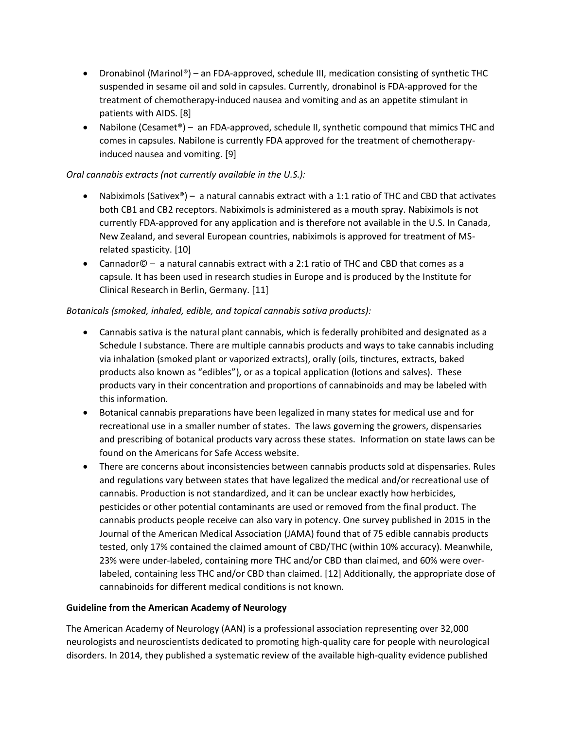- Dronabinol (Marinol®) – an FDA-approved, schedule III, medication consisting of synthetic THC suspended in sesame oil and sold in capsules. Currently, dronabinol is FDA-approved for the treatment of chemotherapy-induced nausea and vomiting and as an appetite stimulant in patients with AIDS. [8]
- Nabilone (Cesamet®) – an FDA-approved, schedule II, synthetic compound that mimics THC and comes in capsules. Nabilone is currently FDA approved for the treatment of chemotherapy-induced nausea and vomiting. [9]

*Oral cannabis extracts (not currently available in the U.S.):*

- Nabiximols (Sativex®) – a natural cannabis extract with a 1:1 ratio of THC and CBD that activates both CB1 and CB2 receptors. Nabiximols is administered as a mouth spray. Nabiximols is not currently FDA-approved for any application and is therefore not available in the U.S. In Canada, New Zealand, and several European countries, nabiximols is approved for treatment of MS-related spasticity. [10]
- Cannador© – a natural cannabis extract with a 2:1 ratio of THC and CBD that comes as a capsule. It has been used in research studies in Europe and is produced by the Institute for Clinical Research in Berlin, Germany. [11]

*Botanicals (smoked, inhaled, edible, and topical cannabis sativa products):*

- Cannabis sativa is the natural plant cannabis, which is federally prohibited and designated as a Schedule I substance. There are multiple cannabis products and ways to take cannabis including via inhalation (smoked plant or vaporized extracts), orally (oils, tinctures, extracts, baked products also known as "edibles"), or as a topical application (lotions and salves). These products vary in their concentration and proportions of cannabinoids and may be labeled with this information.
- Botanical cannabis preparations have been legalized in many states for medical use and for recreational use in a smaller number of states. The laws governing the growers, dispensaries and prescribing of botanical products vary across these states. Information on state laws can be found on the Americans for Safe Access website.
- There are concerns about inconsistencies between cannabis products sold at dispensaries. Rules and regulations vary between states that have legalized the medical and/or recreational use of cannabis. Production is not standardized, and it can be unclear exactly how herbicides, pesticides or other potential contaminants are used or removed from the final product. The cannabis products people receive can also vary in potency. One survey published in 2015 in the Journal of the American Medical Association (JAMA) found that of 75 edible cannabis products tested, only 17% contained the claimed amount of CBD/THC (within 10% accuracy). Meanwhile, 23% were under-labeled, containing more THC and/or CBD than claimed, and 60% were over-labeled, containing less THC and/or CBD than claimed. [12] Additionally, the appropriate dose of cannabinoids for different medical conditions is not known.

**Guideline from the American Academy of Neurology**

The American Academy of Neurology (AAN) is a professional association representing over 32,000 neurologists and neuroscientists dedicated to promoting high-quality care for people with neurological disorders. In 2014, they published a systematic review of the available high-quality evidence published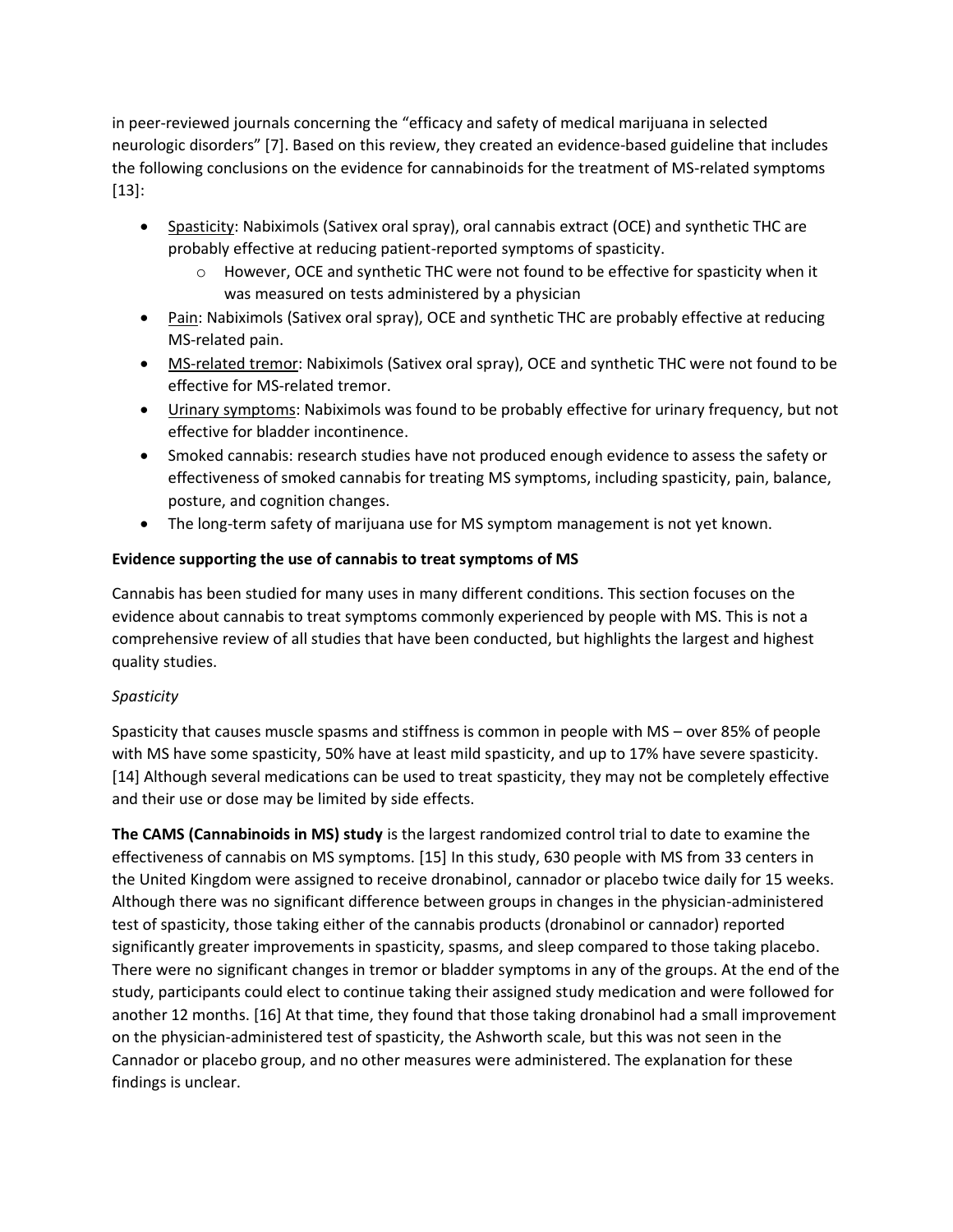in peer-reviewed journals concerning the "efficacy and safety of medical marijuana in selected neurologic disorders" [7]. Based on this review, they created an evidence-based guideline that includes the following conclusions on the evidence for cannabinoids for the treatment of MS-related symptoms [13]:

- Spasticity: Nabiximols (Sativex oral spray), oral cannabis extract (OCE) and synthetic THC are probably effective at reducing patient-reported symptoms of spasticity.
  - However, OCE and synthetic THC were not found to be effective for spasticity when it was measured on tests administered by a physician
- Pain: Nabiximols (Sativex oral spray), OCE and synthetic THC are probably effective at reducing MS-related pain.
- MS-related tremor: Nabiximols (Sativex oral spray), OCE and synthetic THC were not found to be effective for MS-related tremor.
- Urinary symptoms: Nabiximols was found to be probably effective for urinary frequency, but not effective for bladder incontinence.
- Smoked cannabis: research studies have not produced enough evidence to assess the safety or effectiveness of smoked cannabis for treating MS symptoms, including spasticity, pain, balance, posture, and cognition changes.
- The long-term safety of marijuana use for MS symptom management is not yet known.

**Evidence supporting the use of cannabis to treat symptoms of MS**

Cannabis has been studied for many uses in many different conditions. This section focuses on the evidence about cannabis to treat symptoms commonly experienced by people with MS. This is not a comprehensive review of all studies that have been conducted, but highlights the largest and highest quality studies.

*Spasticity*

Spasticity that causes muscle spasms and stiffness is common in people with MS – over 85% of people with MS have some spasticity, 50% have at least mild spasticity, and up to 17% have severe spasticity. [14] Although several medications can be used to treat spasticity, they may not be completely effective and their use or dose may be limited by side effects.

**The CAMS (Cannabinoids in MS) study** is the largest randomized control trial to date to examine the effectiveness of cannabis on MS symptoms. [15] In this study, 630 people with MS from 33 centers in the United Kingdom were assigned to receive dronabinol, cannador or placebo twice daily for 15 weeks. Although there was no significant difference between groups in changes in the physician-administered test of spasticity, those taking either of the cannabis products (dronabinol or cannador) reported significantly greater improvements in spasticity, spasms, and sleep compared to those taking placebo. There were no significant changes in tremor or bladder symptoms in any of the groups. At the end of the study, participants could elect to continue taking their assigned study medication and were followed for another 12 months. [16] At that time, they found that those taking dronabinol had a small improvement on the physician-administered test of spasticity, the Ashworth scale, but this was not seen in the Cannador or placebo group, and no other measures were administered. The explanation for these findings is unclear.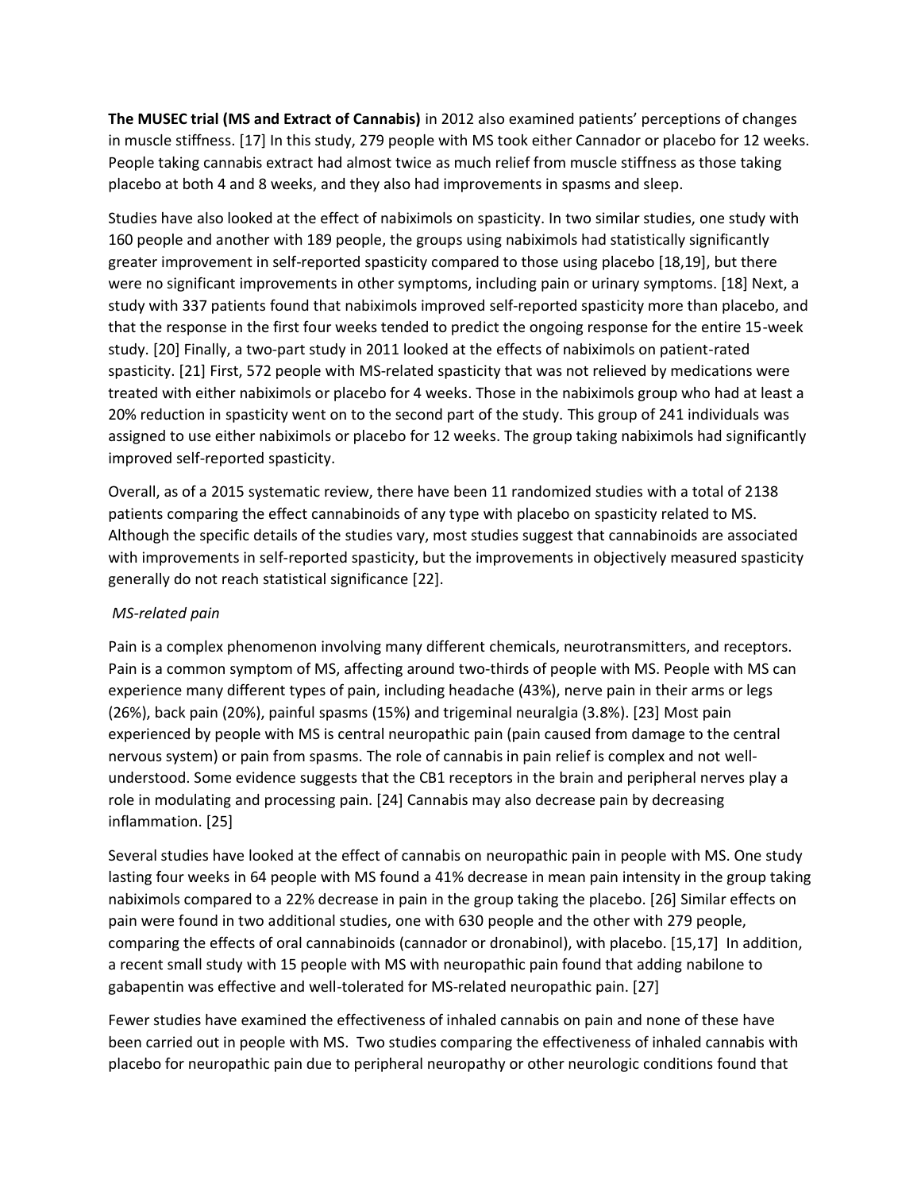**The MUSEC trial (MS and Extract of Cannabis)** in 2012 also examined patients' perceptions of changes in muscle stiffness. [17] In this study, 279 people with MS took either Cannador or placebo for 12 weeks. People taking cannabis extract had almost twice as much relief from muscle stiffness as those taking placebo at both 4 and 8 weeks, and they also had improvements in spasms and sleep.

Studies have also looked at the effect of nabiximols on spasticity. In two similar studies, one study with 160 people and another with 189 people, the groups using nabiximols had statistically significantly greater improvement in self-reported spasticity compared to those using placebo [18,19], but there were no significant improvements in other symptoms, including pain or urinary symptoms. [18] Next, a study with 337 patients found that nabiximols improved self-reported spasticity more than placebo, and that the response in the first four weeks tended to predict the ongoing response for the entire 15-week study. [20] Finally, a two-part study in 2011 looked at the effects of nabiximols on patient-rated spasticity. [21] First, 572 people with MS-related spasticity that was not relieved by medications were treated with either nabiximols or placebo for 4 weeks. Those in the nabiximols group who had at least a 20% reduction in spasticity went on to the second part of the study. This group of 241 individuals was assigned to use either nabiximols or placebo for 12 weeks. The group taking nabiximols had significantly improved self-reported spasticity.

Overall, as of a 2015 systematic review, there have been 11 randomized studies with a total of 2138 patients comparing the effect cannabinoids of any type with placebo on spasticity related to MS. Although the specific details of the studies vary, most studies suggest that cannabinoids are associated with improvements in self-reported spasticity, but the improvements in objectively measured spasticity generally do not reach statistical significance [22].

*MS-related pain*

Pain is a complex phenomenon involving many different chemicals, neurotransmitters, and receptors. Pain is a common symptom of MS, affecting around two-thirds of people with MS. People with MS can experience many different types of pain, including headache (43%), nerve pain in their arms or legs (26%), back pain (20%), painful spasms (15%) and trigeminal neuralgia (3.8%). [23] Most pain experienced by people with MS is central neuropathic pain (pain caused from damage to the central nervous system) or pain from spasms. The role of cannabis in pain relief is complex and not well-understood. Some evidence suggests that the CB1 receptors in the brain and peripheral nerves play a role in modulating and processing pain. [24] Cannabis may also decrease pain by decreasing inflammation. [25]

Several studies have looked at the effect of cannabis on neuropathic pain in people with MS. One study lasting four weeks in 64 people with MS found a 41% decrease in mean pain intensity in the group taking nabiximols compared to a 22% decrease in pain in the group taking the placebo. [26] Similar effects on pain were found in two additional studies, one with 630 people and the other with 279 people, comparing the effects of oral cannabinoids (cannador or dronabinol), with placebo. [15,17] In addition, a recent small study with 15 people with MS with neuropathic pain found that adding nabilone to gabapentin was effective and well-tolerated for MS-related neuropathic pain. [27]

Fewer studies have examined the effectiveness of inhaled cannabis on pain and none of these have been carried out in people with MS. Two studies comparing the effectiveness of inhaled cannabis with placebo for neuropathic pain due to peripheral neuropathy or other neurologic conditions found that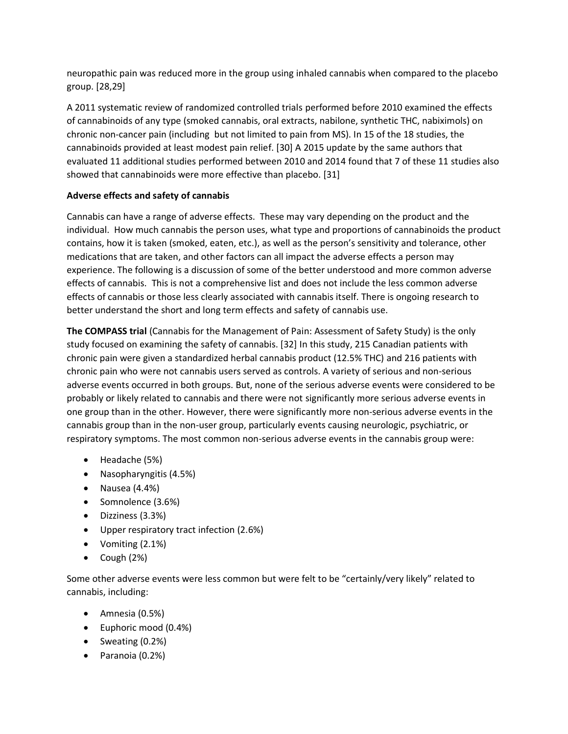neuropathic pain was reduced more in the group using inhaled cannabis when compared to the placebo group. [28,29]

A 2011 systematic review of randomized controlled trials performed before 2010 examined the effects of cannabinoids of any type (smoked cannabis, oral extracts, nabilone, synthetic THC, nabiximols) on chronic non-cancer pain (including but not limited to pain from MS). In 15 of the 18 studies, the cannabinoids provided at least modest pain relief. [30] A 2015 update by the same authors that evaluated 11 additional studies performed between 2010 and 2014 found that 7 of these 11 studies also showed that cannabinoids were more effective than placebo. [31]

**Adverse effects and safety of cannabis**

Cannabis can have a range of adverse effects. These may vary depending on the product and the individual. How much cannabis the person uses, what type and proportions of cannabinoids the product contains, how it is taken (smoked, eaten, etc.), as well as the person's sensitivity and tolerance, other medications that are taken, and other factors can all impact the adverse effects a person may experience. The following is a discussion of some of the better understood and more common adverse effects of cannabis. This is not a comprehensive list and does not include the less common adverse effects of cannabis or those less clearly associated with cannabis itself. There is ongoing research to better understand the short and long term effects and safety of cannabis use.

**The COMPASS trial** (Cannabis for the Management of Pain: Assessment of Safety Study) is the only study focused on examining the safety of cannabis. [32] In this study, 215 Canadian patients with chronic pain were given a standardized herbal cannabis product (12.5% THC) and 216 patients with chronic pain who were not cannabis users served as controls. A variety of serious and non-serious adverse events occurred in both groups. But, none of the serious adverse events were considered to be probably or likely related to cannabis and there were not significantly more serious adverse events in one group than in the other. However, there were significantly more non-serious adverse events in the cannabis group than in the non-user group, particularly events causing neurologic, psychiatric, or respiratory symptoms. The most common non-serious adverse events in the cannabis group were:

- Headache (5%)
- Nasopharyngitis (4.5%)
- Nausea (4.4%)
- Somnolence (3.6%)
- Dizziness (3.3%)
- Upper respiratory tract infection (2.6%)
- Vomiting (2.1%)
- Cough (2%)

Some other adverse events were less common but were felt to be "certainly/very likely" related to cannabis, including:

- Amnesia (0.5%)
- Euphoric mood (0.4%)
- Sweating (0.2%)
- Paranoia (0.2%)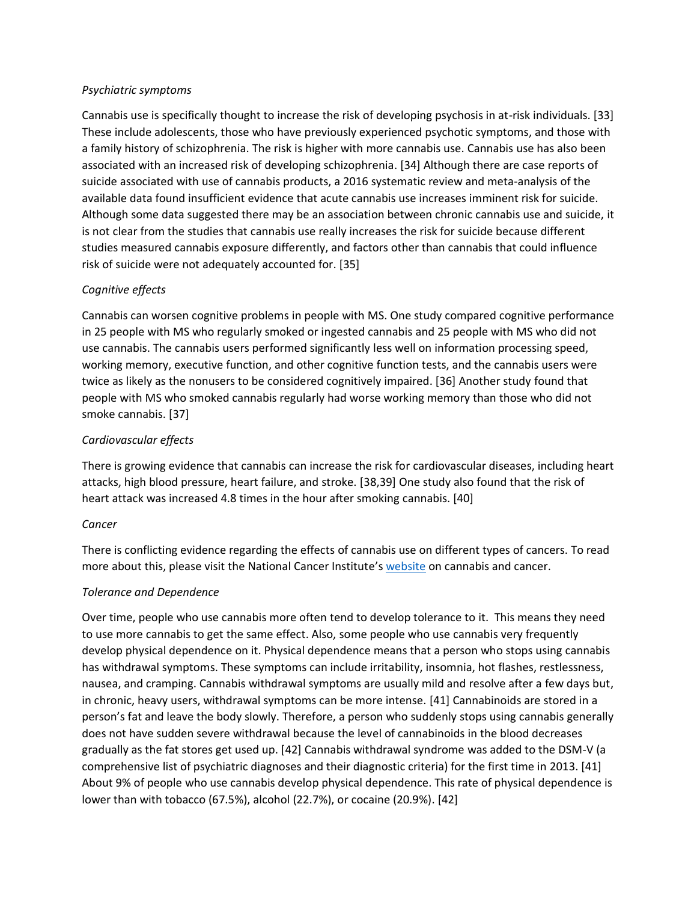*Psychiatric symptoms*

Cannabis use is specifically thought to increase the risk of developing psychosis in at-risk individuals. [33] These include adolescents, those who have previously experienced psychotic symptoms, and those with a family history of schizophrenia. The risk is higher with more cannabis use. Cannabis use has also been associated with an increased risk of developing schizophrenia. [34] Although there are case reports of suicide associated with use of cannabis products, a 2016 systematic review and meta-analysis of the available data found insufficient evidence that acute cannabis use increases imminent risk for suicide. Although some data suggested there may be an association between chronic cannabis use and suicide, it is not clear from the studies that cannabis use really increases the risk for suicide because different studies measured cannabis exposure differently, and factors other than cannabis that could influence risk of suicide were not adequately accounted for. [35]

*Cognitive effects*

Cannabis can worsen cognitive problems in people with MS. One study compared cognitive performance in 25 people with MS who regularly smoked or ingested cannabis and 25 people with MS who did not use cannabis. The cannabis users performed significantly less well on information processing speed, working memory, executive function, and other cognitive function tests, and the cannabis users were twice as likely as the nonusers to be considered cognitively impaired. [36] Another study found that people with MS who smoked cannabis regularly had worse working memory than those who did not smoke cannabis. [37]

*Cardiovascular effects*

There is growing evidence that cannabis can increase the risk for cardiovascular diseases, including heart attacks, high blood pressure, heart failure, and stroke. [38,39] One study also found that the risk of heart attack was increased 4.8 times in the hour after smoking cannabis. [40]

*Cancer*

There is conflicting evidence regarding the effects of cannabis use on different types of cancers. To read more about this, please visit the National Cancer Institute's website on cannabis and cancer.

*Tolerance and Dependence*

Over time, people who use cannabis more often tend to develop tolerance to it. This means they need to use more cannabis to get the same effect. Also, some people who use cannabis very frequently develop physical dependence on it. Physical dependence means that a person who stops using cannabis has withdrawal symptoms. These symptoms can include irritability, insomnia, hot flashes, restlessness, nausea, and cramping. Cannabis withdrawal symptoms are usually mild and resolve after a few days but, in chronic, heavy users, withdrawal symptoms can be more intense. [41] Cannabinoids are stored in a person's fat and leave the body slowly. Therefore, a person who suddenly stops using cannabis generally does not have sudden severe withdrawal because the level of cannabinoids in the blood decreases gradually as the fat stores get used up. [42] Cannabis withdrawal syndrome was added to the DSM-V (a comprehensive list of psychiatric diagnoses and their diagnostic criteria) for the first time in 2013. [41] About 9% of people who use cannabis develop physical dependence. This rate of physical dependence is lower than with tobacco (67.5%), alcohol (22.7%), or cocaine (20.9%). [42]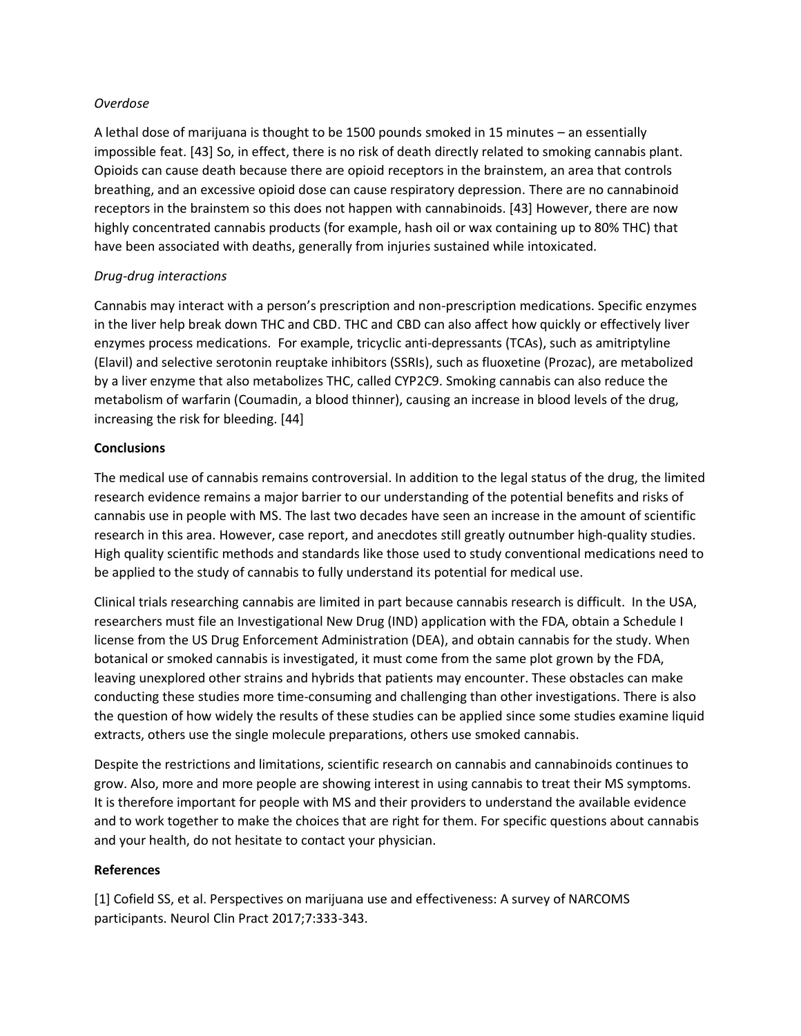*Overdose*

A lethal dose of marijuana is thought to be 1500 pounds smoked in 15 minutes – an essentially impossible feat. [43] So, in effect, there is no risk of death directly related to smoking cannabis plant. Opioids can cause death because there are opioid receptors in the brainstem, an area that controls breathing, and an excessive opioid dose can cause respiratory depression. There are no cannabinoid receptors in the brainstem so this does not happen with cannabinoids. [43] However, there are now highly concentrated cannabis products (for example, hash oil or wax containing up to 80% THC) that have been associated with deaths, generally from injuries sustained while intoxicated.

*Drug-drug interactions*

Cannabis may interact with a person's prescription and non-prescription medications. Specific enzymes in the liver help break down THC and CBD. THC and CBD can also affect how quickly or effectively liver enzymes process medications. For example, tricyclic anti-depressants (TCAs), such as amitriptyline (Elavil) and selective serotonin reuptake inhibitors (SSRIs), such as fluoxetine (Prozac), are metabolized by a liver enzyme that also metabolizes THC, called CYP2C9. Smoking cannabis can also reduce the metabolism of warfarin (Coumadin, a blood thinner), causing an increase in blood levels of the drug, increasing the risk for bleeding. [44]

**Conclusions**

The medical use of cannabis remains controversial. In addition to the legal status of the drug, the limited research evidence remains a major barrier to our understanding of the potential benefits and risks of cannabis use in people with MS. The last two decades have seen an increase in the amount of scientific research in this area. However, case report, and anecdotes still greatly outnumber high-quality studies. High quality scientific methods and standards like those used to study conventional medications need to be applied to the study of cannabis to fully understand its potential for medical use.

Clinical trials researching cannabis are limited in part because cannabis research is difficult. In the USA, researchers must file an Investigational New Drug (IND) application with the FDA, obtain a Schedule I license from the US Drug Enforcement Administration (DEA), and obtain cannabis for the study. When botanical or smoked cannabis is investigated, it must come from the same plot grown by the FDA, leaving unexplored other strains and hybrids that patients may encounter. These obstacles can make conducting these studies more time-consuming and challenging than other investigations. There is also the question of how widely the results of these studies can be applied since some studies examine liquid extracts, others use the single molecule preparations, others use smoked cannabis.

Despite the restrictions and limitations, scientific research on cannabis and cannabinoids continues to grow. Also, more and more people are showing interest in using cannabis to treat their MS symptoms. It is therefore important for people with MS and their providers to understand the available evidence and to work together to make the choices that are right for them. For specific questions about cannabis and your health, do not hesitate to contact your physician.

**References**

[1] Cofield SS, et al. Perspectives on marijuana use and effectiveness: A survey of NARCOMS participants. Neurol Clin Pract 2017;7:333-343.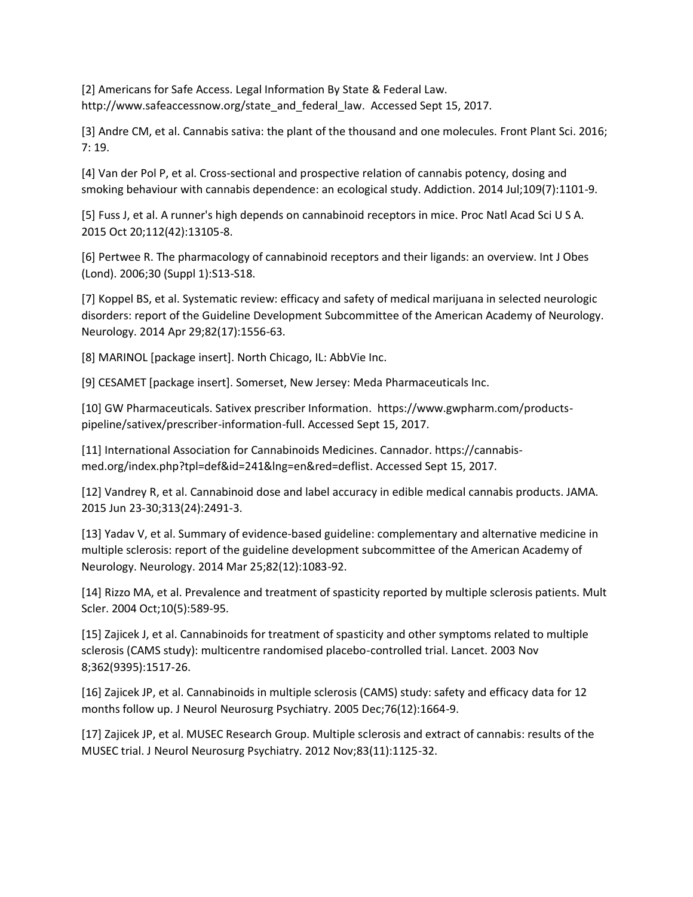[2] Americans for Safe Access. Legal Information By State & Federal Law. http://www.safeaccessnow.org/state_and_federal_law. Accessed Sept 15, 2017.

[3] Andre CM, et al. Cannabis sativa: the plant of the thousand and one molecules. Front Plant Sci. 2016; 7: 19.

[4] Van der Pol P, et al. Cross-sectional and prospective relation of cannabis potency, dosing and smoking behaviour with cannabis dependence: an ecological study. Addiction. 2014 Jul;109(7):1101-9.

[5] Fuss J, et al. A runner's high depends on cannabinoid receptors in mice. Proc Natl Acad Sci U S A. 2015 Oct 20;112(42):13105-8.

[6] Pertwee R. The pharmacology of cannabinoid receptors and their ligands: an overview. Int J Obes (Lond). 2006;30 (Suppl 1):S13-S18.

[7] Koppel BS, et al. Systematic review: efficacy and safety of medical marijuana in selected neurologic disorders: report of the Guideline Development Subcommittee of the American Academy of Neurology. Neurology. 2014 Apr 29;82(17):1556-63.

[8] MARINOL [package insert]. North Chicago, IL: AbbVie Inc.

[9] CESAMET [package insert]. Somerset, New Jersey: Meda Pharmaceuticals Inc.

[10] GW Pharmaceuticals. Sativex prescriber Information. https://www.gwpharm.com/products-pipeline/sativex/prescriber-information-full. Accessed Sept 15, 2017.

[11] International Association for Cannabinoids Medicines. Cannador. https://cannabis-med.org/index.php?tpl=def&id=241&lng=en&red=deflist. Accessed Sept 15, 2017.

[12] Vandrey R, et al. Cannabinoid dose and label accuracy in edible medical cannabis products. JAMA. 2015 Jun 23-30;313(24):2491-3.

[13] Yadav V, et al. Summary of evidence-based guideline: complementary and alternative medicine in multiple sclerosis: report of the guideline development subcommittee of the American Academy of Neurology. Neurology. 2014 Mar 25;82(12):1083-92.

[14] Rizzo MA, et al. Prevalence and treatment of spasticity reported by multiple sclerosis patients. Mult Scler. 2004 Oct;10(5):589-95.

[15] Zajicek J, et al. Cannabinoids for treatment of spasticity and other symptoms related to multiple sclerosis (CAMS study): multicentre randomised placebo-controlled trial. Lancet. 2003 Nov 8;362(9395):1517-26.

[16] Zajicek JP, et al. Cannabinoids in multiple sclerosis (CAMS) study: safety and efficacy data for 12 months follow up. J Neurol Neurosurg Psychiatry. 2005 Dec;76(12):1664-9.

[17] Zajicek JP, et al. MUSEC Research Group. Multiple sclerosis and extract of cannabis: results of the MUSEC trial. J Neurol Neurosurg Psychiatry. 2012 Nov;83(11):1125-32.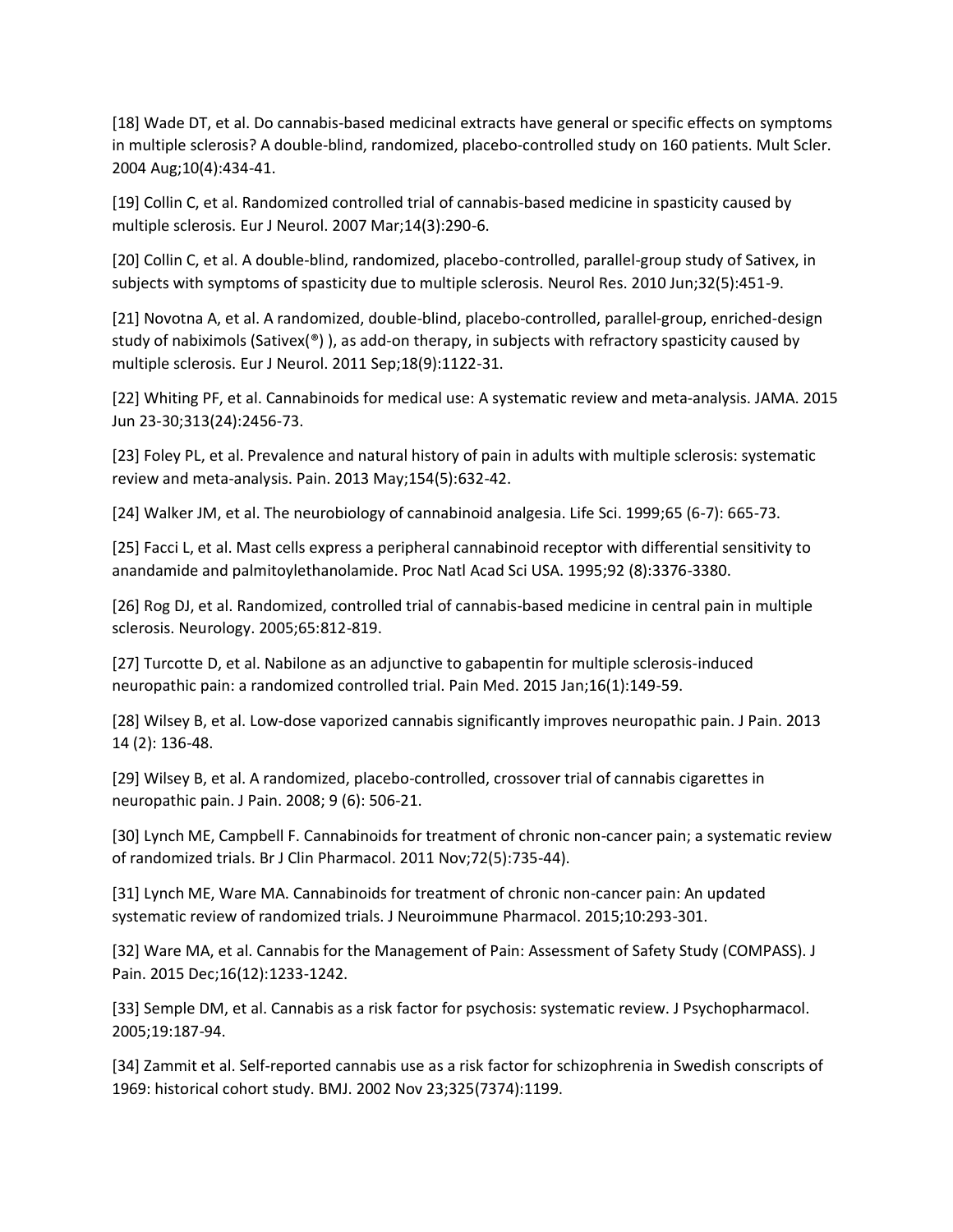[18] Wade DT, et al. Do cannabis-based medicinal extracts have general or specific effects on symptoms in multiple sclerosis? A double-blind, randomized, placebo-controlled study on 160 patients. Mult Scler. 2004 Aug;10(4):434-41.

[19] Collin C, et al. Randomized controlled trial of cannabis-based medicine in spasticity caused by multiple sclerosis. Eur J Neurol. 2007 Mar;14(3):290-6.

[20] Collin C, et al. A double-blind, randomized, placebo-controlled, parallel-group study of Sativex, in subjects with symptoms of spasticity due to multiple sclerosis. Neurol Res. 2010 Jun;32(5):451-9.

[21] Novotna A, et al. A randomized, double-blind, placebo-controlled, parallel-group, enriched-design study of nabiximols (Sativex(®) ), as add-on therapy, in subjects with refractory spasticity caused by multiple sclerosis. Eur J Neurol. 2011 Sep;18(9):1122-31.

[22] Whiting PF, et al. Cannabinoids for medical use: A systematic review and meta-analysis. JAMA. 2015 Jun 23-30;313(24):2456-73.

[23] Foley PL, et al. Prevalence and natural history of pain in adults with multiple sclerosis: systematic review and meta-analysis. Pain. 2013 May;154(5):632-42.

[24] Walker JM, et al. The neurobiology of cannabinoid analgesia. Life Sci. 1999;65 (6-7): 665-73.

[25] Facci L, et al. Mast cells express a peripheral cannabinoid receptor with differential sensitivity to anandamide and palmitoylethanolamide. Proc Natl Acad Sci USA. 1995;92 (8):3376-3380.

[26] Rog DJ, et al. Randomized, controlled trial of cannabis-based medicine in central pain in multiple sclerosis. Neurology. 2005;65:812-819.

[27] Turcotte D, et al. Nabilone as an adjunctive to gabapentin for multiple sclerosis-induced neuropathic pain: a randomized controlled trial. Pain Med. 2015 Jan;16(1):149-59.

[28] Wilsey B, et al. Low-dose vaporized cannabis significantly improves neuropathic pain. J Pain. 2013 14 (2): 136-48.

[29] Wilsey B, et al. A randomized, placebo-controlled, crossover trial of cannabis cigarettes in neuropathic pain. J Pain. 2008; 9 (6): 506-21.

[30] Lynch ME, Campbell F. Cannabinoids for treatment of chronic non-cancer pain; a systematic review of randomized trials. Br J Clin Pharmacol. 2011 Nov;72(5):735-44).

[31] Lynch ME, Ware MA. Cannabinoids for treatment of chronic non-cancer pain: An updated systematic review of randomized trials. J Neuroimmune Pharmacol. 2015;10:293-301.

[32] Ware MA, et al. Cannabis for the Management of Pain: Assessment of Safety Study (COMPASS). J Pain. 2015 Dec;16(12):1233-1242.

[33] Semple DM, et al. Cannabis as a risk factor for psychosis: systematic review. J Psychopharmacol. 2005;19:187-94.

[34] Zammit et al. Self-reported cannabis use as a risk factor for schizophrenia in Swedish conscripts of 1969: historical cohort study. BMJ. 2002 Nov 23;325(7374):1199.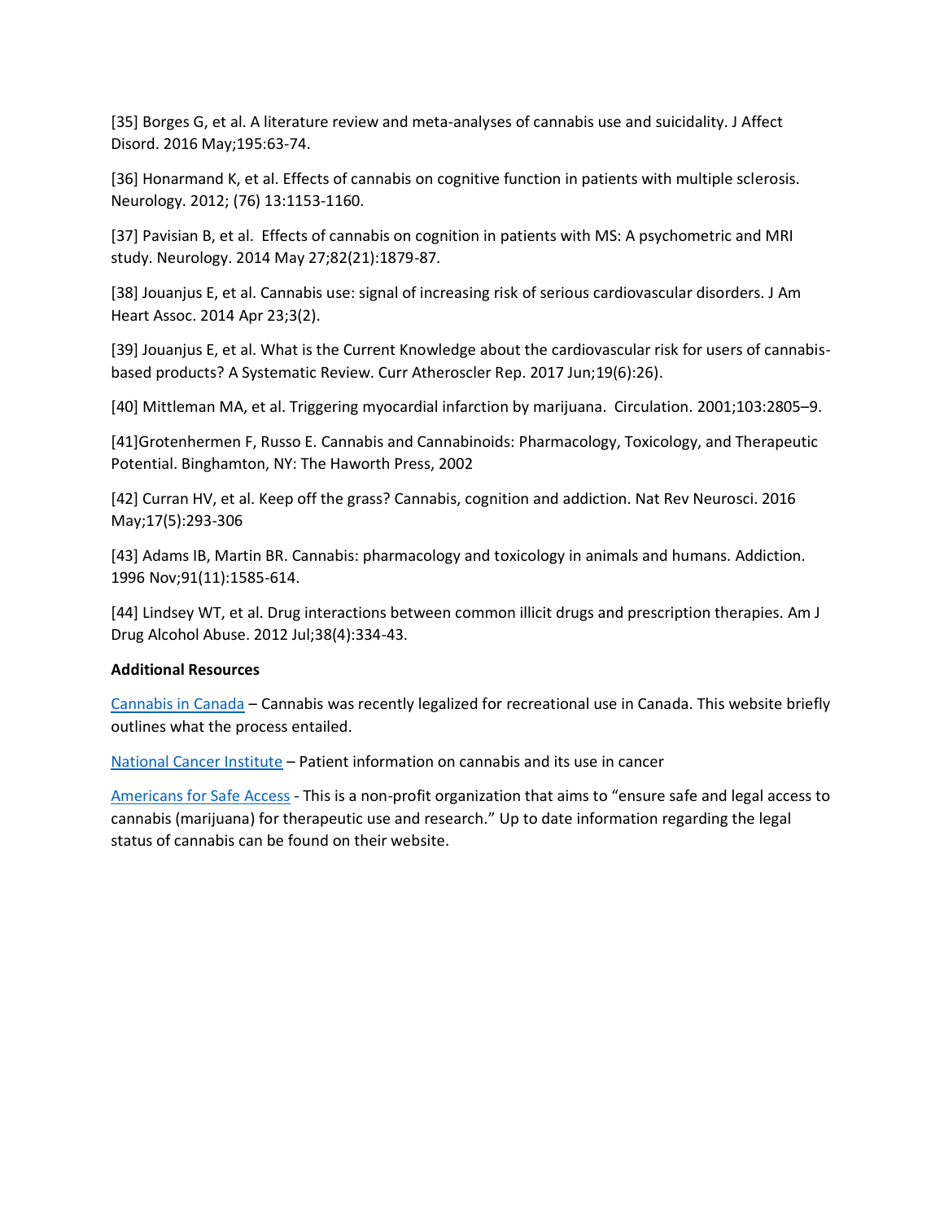[35] Borges G, et al. A literature review and meta-analyses of cannabis use and suicidality. J Affect Disord. 2016 May;195:63-74.

[36] Honarmand K, et al. Effects of cannabis on cognitive function in patients with multiple sclerosis. Neurology. 2012; (76) 13:1153-1160.

[37] Pavisian B, et al. Effects of cannabis on cognition in patients with MS: A psychometric and MRI study. Neurology. 2014 May 27;82(21):1879-87.

[38] Jouanjus E, et al. Cannabis use: signal of increasing risk of serious cardiovascular disorders. J Am Heart Assoc. 2014 Apr 23;3(2).

[39] Jouanjus E, et al. What is the Current Knowledge about the cardiovascular risk for users of cannabis-based products? A Systematic Review. Curr Atheroscler Rep. 2017 Jun;19(6):26).

[40] Mittleman MA, et al. Triggering myocardial infarction by marijuana. Circulation. 2001;103:2805–9.

[41]Grotenhermen F, Russo E. Cannabis and Cannabinoids: Pharmacology, Toxicology, and Therapeutic Potential. Binghamton, NY: The Haworth Press, 2002

[42] Curran HV, et al. Keep off the grass? Cannabis, cognition and addiction. Nat Rev Neurosci. 2016 May;17(5):293-306

[43] Adams IB, Martin BR. Cannabis: pharmacology and toxicology in animals and humans. Addiction. 1996 Nov;91(11):1585-614.

[44] Lindsey WT, et al. Drug interactions between common illicit drugs and prescription therapies. Am J Drug Alcohol Abuse. 2012 Jul;38(4):334-43.

**Additional Resources**

Cannabis in Canada – Cannabis was recently legalized for recreational use in Canada. This website briefly outlines what the process entailed.

National Cancer Institute – Patient information on cannabis and its use in cancer

Americans for Safe Access - This is a non-profit organization that aims to "ensure safe and legal access to cannabis (marijuana) for therapeutic use and research." Up to date information regarding the legal status of cannabis can be found on their website.